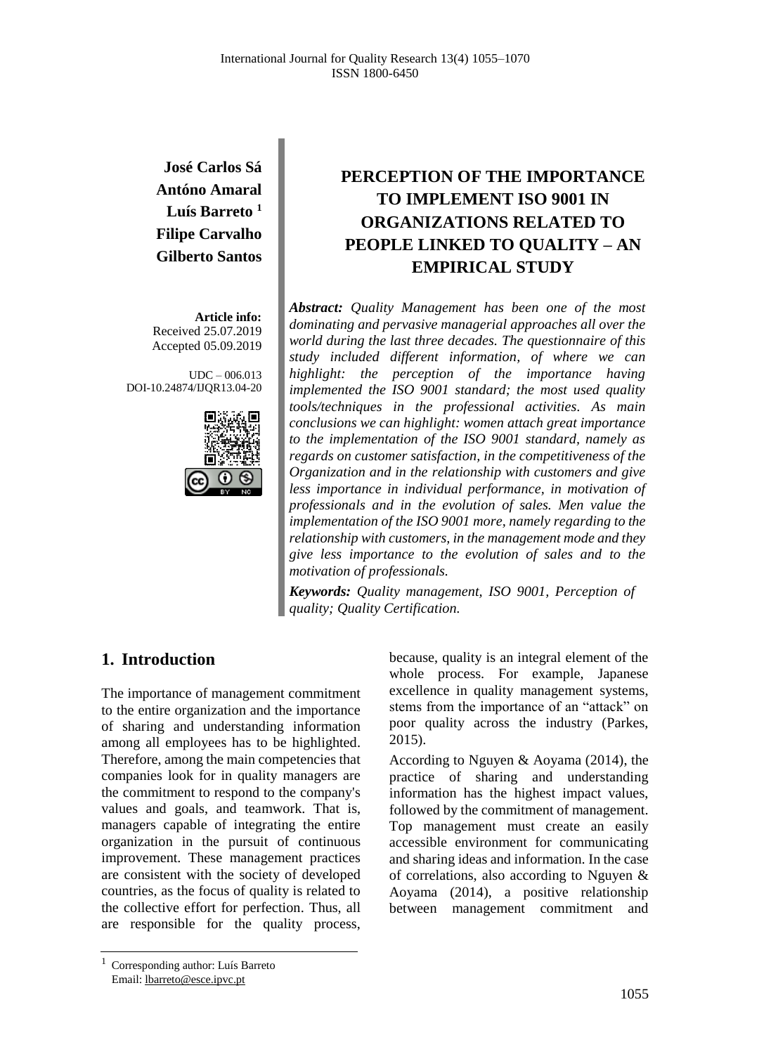**José Carlos Sá**
**Antóno Amaral**
**Luís Barreto** [1]
**Filipe Carvalho**
**Gilberto Santos**

**Article info:**
Received 25.07.2019
Accepted 05.09.2019

UDC – 006.013
DOI-10.24874/IJQR13.04-20

# PERCEPTION OF THE IMPORTANCE TO IMPLEMENT ISO 9001 IN ORGANIZATIONS RELATED TO PEOPLE LINKED TO QUALITY – AN EMPIRICAL STUDY

***Abstract:*** *Quality Management has been one of the most dominating and pervasive managerial approaches all over the world during the last three decades. The questionnaire of this study included different information, of where we can highlight: the perception of the importance having implemented the ISO 9001 standard; the most used quality tools/techniques in the professional activities. As main conclusions we can highlight: women attach great importance to the implementation of the ISO 9001 standard, namely as regards on customer satisfaction, in the competitiveness of the Organization and in the relationship with customers and give less importance in individual performance, in motivation of professionals and in the evolution of sales. Men value the implementation of the ISO 9001 more, namely regarding to the relationship with customers, in the management mode and they give less importance to the evolution of sales and to the motivation of professionals.*

***Keywords:*** *Quality management, ISO 9001, Perception of quality; Quality Certification.*

## 1. Introduction

The importance of management commitment to the entire organization and the importance of sharing and understanding information among all employees has to be highlighted. Therefore, among the main competencies that companies look for in quality managers are the commitment to respond to the company's values and goals, and teamwork. That is, managers capable of integrating the entire organization in the pursuit of continuous improvement. These management practices are consistent with the society of developed countries, as the focus of quality is related to the collective effort for perfection. Thus, all are responsible for the quality process, because, quality is an integral element of the whole process. For example, Japanese excellence in quality management systems, stems from the importance of an "attack" on poor quality across the industry (Parkes, 2015).

According to Nguyen & Aoyama (2014), the practice of sharing and understanding information has the highest impact values, followed by the commitment of management. Top management must create an easily accessible environment for communicating and sharing ideas and information. In the case of correlations, also according to Nguyen & Aoyama (2014), a positive relationship between management commitment and

[1] Corresponding author: Luís Barreto
Email: lbarreto@esce.ipvc.pt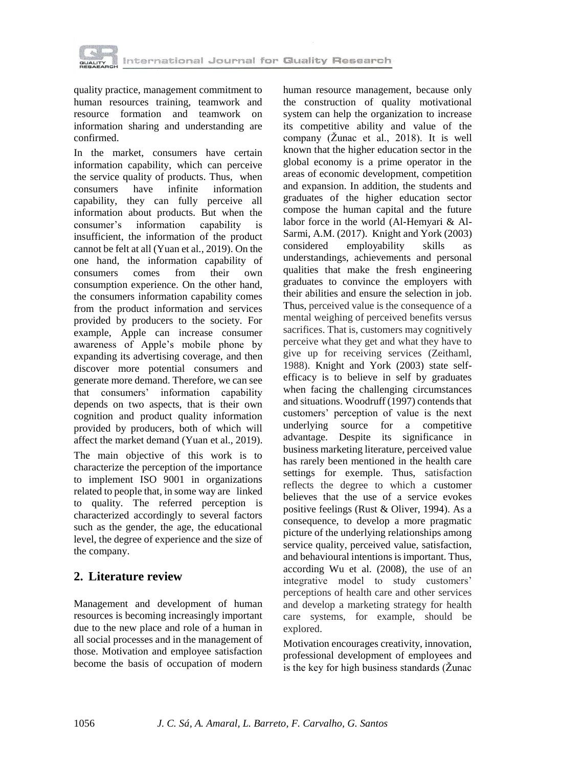quality practice, management commitment to human resources training, teamwork and resource formation and teamwork on information sharing and understanding are confirmed.

In the market, consumers have certain information capability, which can perceive the service quality of products. Thus, when consumers have infinite information capability, they can fully perceive all information about products. But when the consumer's information capability is insufficient, the information of the product cannot be felt at all (Yuan et al., 2019). On the one hand, the information capability of consumers comes from their own consumption experience. On the other hand, the consumers information capability comes from the product information and services provided by producers to the society. For example, Apple can increase consumer awareness of Apple's mobile phone by expanding its advertising coverage, and then discover more potential consumers and generate more demand. Therefore, we can see that consumers' information capability depends on two aspects, that is their own cognition and product quality information provided by producers, both of which will affect the market demand (Yuan et al., 2019).

The main objective of this work is to characterize the perception of the importance to implement ISO 9001 in organizations related to people that, in some way are linked to quality. The referred perception is characterized accordingly to several factors such as the gender, the age, the educational level, the degree of experience and the size of the company.

## 2. Literature review

Management and development of human resources is becoming increasingly important due to the new place and role of a human in all social processes and in the management of those. Motivation and employee satisfaction become the basis of occupation of modern human resource management, because only the construction of quality motivational system can help the organization to increase its competitive ability and value of the company (Žunac et al., 2018). It is well known that the higher education sector in the global economy is a prime operator in the areas of economic development, competition and expansion. In addition, the students and graduates of the higher education sector compose the human capital and the future labor force in the world (Al-Hemyari & Al-Sarmi, A.M. (2017). Knight and York (2003) considered employability skills as understandings, achievements and personal qualities that make the fresh engineering graduates to convince the employers with their abilities and ensure the selection in job. Thus, perceived value is the consequence of a mental weighing of perceived benefits versus sacrifices. That is, customers may cognitively perceive what they get and what they have to give up for receiving services (Zeithaml, 1988). Knight and York (2003) state self-efficacy is to believe in self by graduates when facing the challenging circumstances and situations. Woodruff (1997) contends that customers' perception of value is the next underlying source for a competitive advantage. Despite its significance in business marketing literature, perceived value has rarely been mentioned in the health care settings for exemple. Thus, satisfaction reflects the degree to which a customer believes that the use of a service evokes positive feelings (Rust & Oliver, 1994). As a consequence, to develop a more pragmatic picture of the underlying relationships among service quality, perceived value, satisfaction, and behavioural intentions is important. Thus, according Wu et al. (2008), the use of an integrative model to study customers' perceptions of health care and other services and develop a marketing strategy for health care systems, for example, should be explored.

Motivation encourages creativity, innovation, professional development of employees and is the key for high business standards (Žunac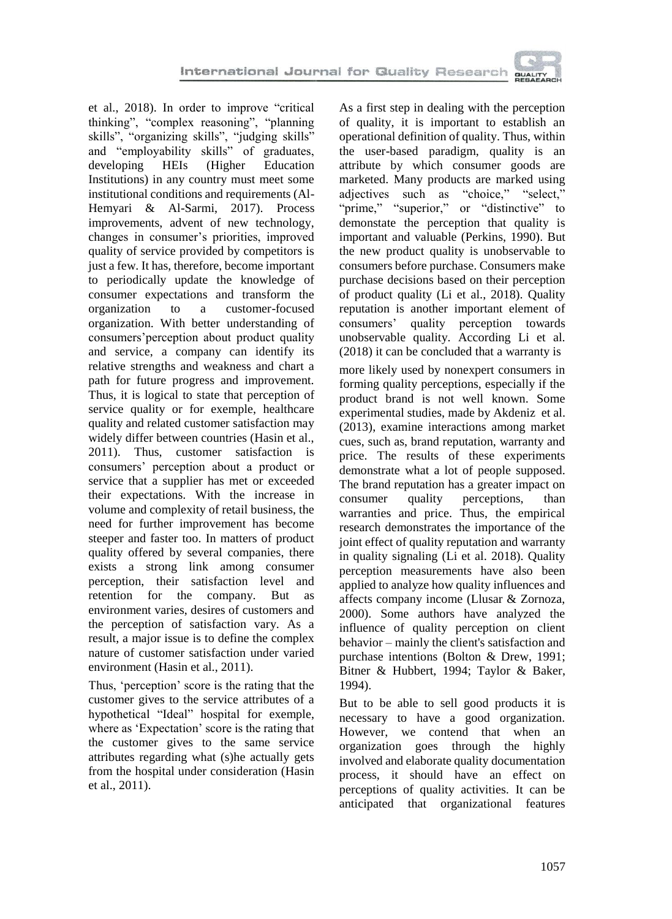et al., 2018). In order to improve "critical thinking", "complex reasoning", "planning skills", "organizing skills", "judging skills" and "employability skills" of graduates, developing HEIs (Higher Education Institutions) in any country must meet some institutional conditions and requirements (Al-Hemyari & Al-Sarmi, 2017). Process improvements, advent of new technology, changes in consumer's priorities, improved quality of service provided by competitors is just a few. It has, therefore, become important to periodically update the knowledge of consumer expectations and transform the organization to a customer-focused organization. With better understanding of consumers'perception about product quality and service, a company can identify its relative strengths and weakness and chart a path for future progress and improvement. Thus, it is logical to state that perception of service quality or for exemple, healthcare quality and related customer satisfaction may widely differ between countries (Hasin et al., 2011). Thus, customer satisfaction is consumers' perception about a product or service that a supplier has met or exceeded their expectations. With the increase in volume and complexity of retail business, the need for further improvement has become steeper and faster too. In matters of product quality offered by several companies, there exists a strong link among consumer perception, their satisfaction level and retention for the company. But as environment varies, desires of customers and the perception of satisfaction vary. As a result, a major issue is to define the complex nature of customer satisfaction under varied environment (Hasin et al., 2011).

Thus, 'perception' score is the rating that the customer gives to the service attributes of a hypothetical "Ideal" hospital for exemple, where as 'Expectation' score is the rating that the customer gives to the same service attributes regarding what (s)he actually gets from the hospital under consideration (Hasin et al., 2011).

As a first step in dealing with the perception of quality, it is important to establish an operational definition of quality. Thus, within the user-based paradigm, quality is an attribute by which consumer goods are marketed. Many products are marked using adjectives such as "choice," "select," "prime," "superior," or "distinctive" to demonstate the perception that quality is important and valuable (Perkins, 1990). But the new product quality is unobservable to consumers before purchase. Consumers make purchase decisions based on their perception of product quality (Li et al., 2018). Quality reputation is another important element of consumers' quality perception towards unobservable quality. According Li et al. (2018) it can be concluded that a warranty is more likely used by nonexpert consumers in forming quality perceptions, especially if the product brand is not well known. Some experimental studies, made by Akdeniz et al. (2013), examine interactions among market cues, such as, brand reputation, warranty and price. The results of these experiments demonstrate what a lot of people supposed. The brand reputation has a greater impact on consumer quality perceptions, than warranties and price. Thus, the empirical research demonstrates the importance of the joint effect of quality reputation and warranty in quality signaling (Li et al. 2018). Quality perception measurements have also been applied to analyze how quality influences and affects company income (Llusar & Zornoza, 2000). Some authors have analyzed the influence of quality perception on client behavior – mainly the client's satisfaction and purchase intentions (Bolton & Drew, 1991; Bitner & Hubbert, 1994; Taylor & Baker, 1994).

But to be able to sell good products it is necessary to have a good organization. However, we contend that when an organization goes through the highly involved and elaborate quality documentation process, it should have an effect on perceptions of quality activities. It can be anticipated that organizational features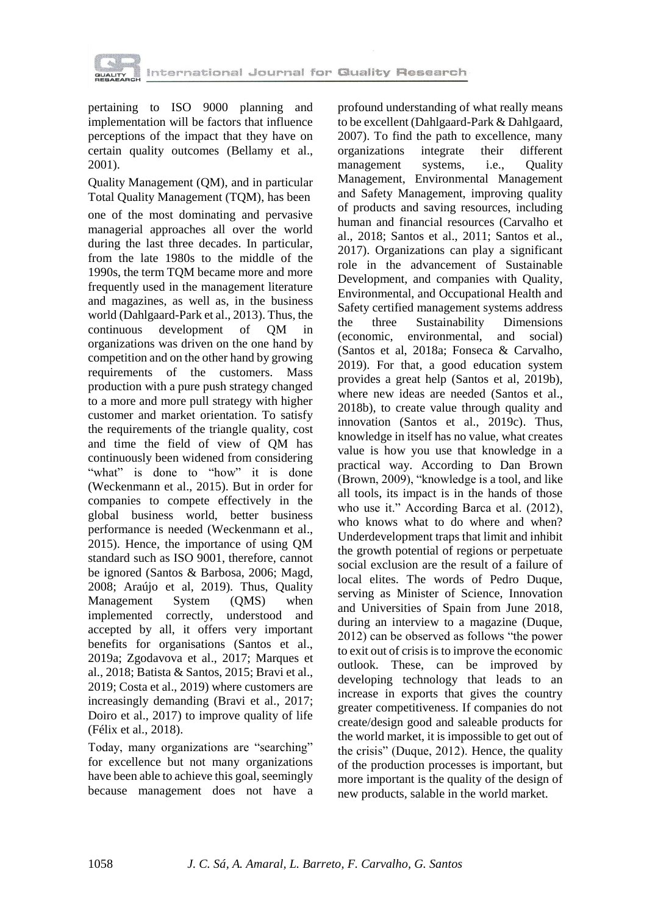pertaining to ISO 9000 planning and implementation will be factors that influence perceptions of the impact that they have on certain quality outcomes (Bellamy et al., 2001).

Quality Management (QM), and in particular Total Quality Management (TQM), has been one of the most dominating and pervasive managerial approaches all over the world during the last three decades. In particular, from the late 1980s to the middle of the 1990s, the term TQM became more and more frequently used in the management literature and magazines, as well as, in the business world (Dahlgaard-Park et al., 2013). Thus, the continuous development of QM in organizations was driven on the one hand by competition and on the other hand by growing requirements of the customers. Mass production with a pure push strategy changed to a more and more pull strategy with higher customer and market orientation. To satisfy the requirements of the triangle quality, cost and time the field of view of QM has continuously been widened from considering "what" is done to "how" it is done (Weckenmann et al., 2015). But in order for companies to compete effectively in the global business world, better business performance is needed (Weckenmann et al., 2015). Hence, the importance of using QM standard such as ISO 9001, therefore, cannot be ignored (Santos & Barbosa, 2006; Magd, 2008; Araújo et al, 2019). Thus, Quality Management System (QMS) when implemented correctly, understood and accepted by all, it offers very important benefits for organisations (Santos et al., 2019a; Zgodavova et al., 2017; Marques et al., 2018; Batista & Santos, 2015; Bravi et al., 2019; Costa et al., 2019) where customers are increasingly demanding (Bravi et al., 2017; Doiro et al., 2017) to improve quality of life (Félix et al., 2018).

Today, many organizations are "searching" for excellence but not many organizations have been able to achieve this goal, seemingly because management does not have a profound understanding of what really means to be excellent (Dahlgaard-Park & Dahlgaard, 2007). To find the path to excellence, many organizations integrate their different management systems, i.e., Quality Management, Environmental Management and Safety Management, improving quality of products and saving resources, including human and financial resources (Carvalho et al., 2018; Santos et al., 2011; Santos et al., 2017). Organizations can play a significant role in the advancement of Sustainable Development, and companies with Quality, Environmental, and Occupational Health and Safety certified management systems address the three Sustainability Dimensions (economic, environmental, and social) (Santos et al, 2018a; Fonseca & Carvalho, 2019). For that, a good education system provides a great help (Santos et al, 2019b), where new ideas are needed (Santos et al., 2018b), to create value through quality and innovation (Santos et al., 2019c). Thus, knowledge in itself has no value, what creates value is how you use that knowledge in a practical way. According to Dan Brown (Brown, 2009), "knowledge is a tool, and like all tools, its impact is in the hands of those who use it." According Barca et al. (2012), who knows what to do where and when? Underdevelopment traps that limit and inhibit the growth potential of regions or perpetuate social exclusion are the result of a failure of local elites. The words of Pedro Duque, serving as Minister of Science, Innovation and Universities of Spain from June 2018, during an interview to a magazine (Duque, 2012) can be observed as follows "the power to exit out of crisis is to improve the economic outlook. These, can be improved by developing technology that leads to an increase in exports that gives the country greater competitiveness. If companies do not create/design good and saleable products for the world market, it is impossible to get out of the crisis" (Duque, 2012). Hence, the quality of the production processes is important, but more important is the quality of the design of new products, salable in the world market.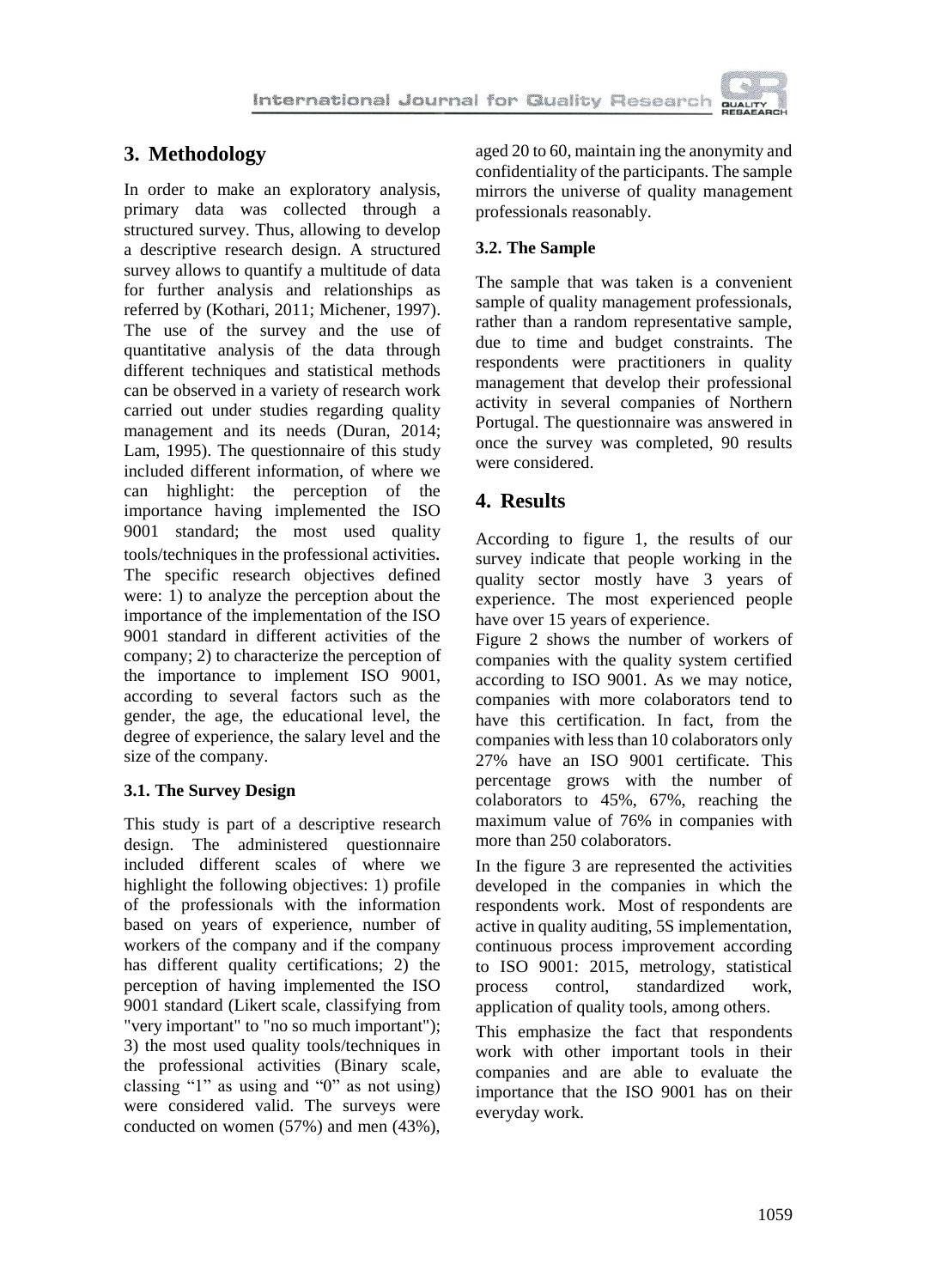## 3. Methodology

In order to make an exploratory analysis, primary data was collected through a structured survey. Thus, allowing to develop a descriptive research design. A structured survey allows to quantify a multitude of data for further analysis and relationships as referred by (Kothari, 2011; Michener, 1997). The use of the survey and the use of quantitative analysis of the data through different techniques and statistical methods can be observed in a variety of research work carried out under studies regarding quality management and its needs (Duran, 2014; Lam, 1995). The questionnaire of this study included different information, of where we can highlight: the perception of the importance having implemented the ISO 9001 standard; the most used quality tools/techniques in the professional activities. The specific research objectives defined were: 1) to analyze the perception about the importance of the implementation of the ISO 9001 standard in different activities of the company; 2) to characterize the perception of the importance to implement ISO 9001, according to several factors such as the gender, the age, the educational level, the degree of experience, the salary level and the size of the company.

### 3.1. The Survey Design

This study is part of a descriptive research design. The administered questionnaire included different scales of where we highlight the following objectives: 1) profile of the professionals with the information based on years of experience, number of workers of the company and if the company has different quality certifications; 2) the perception of having implemented the ISO 9001 standard (Likert scale, classifying from "very important" to "no so much important"); 3) the most used quality tools/techniques in the professional activities (Binary scale, classing "1" as using and "0" as not using) were considered valid. The surveys were conducted on women (57%) and men (43%), aged 20 to 60, maintain ing the anonymity and confidentiality of the participants. The sample mirrors the universe of quality management professionals reasonably.

### 3.2. The Sample

The sample that was taken is a convenient sample of quality management professionals, rather than a random representative sample, due to time and budget constraints. The respondents were practitioners in quality management that develop their professional activity in several companies of Northern Portugal. The questionnaire was answered in once the survey was completed, 90 results were considered.

## 4. Results

According to figure 1, the results of our survey indicate that people working in the quality sector mostly have 3 years of experience. The most experienced people have over 15 years of experience.

Figure 2 shows the number of workers of companies with the quality system certified according to ISO 9001. As we may notice, companies with more colaborators tend to have this certification. In fact, from the companies with less than 10 colaborators only 27% have an ISO 9001 certificate. This percentage grows with the number of colaborators to 45%, 67%, reaching the maximum value of 76% in companies with more than 250 colaborators.

In the figure 3 are represented the activities developed in the companies in which the respondents work. Most of respondents are active in quality auditing, 5S implementation, continuous process improvement according to ISO 9001: 2015, metrology, statistical process control, standardized work, application of quality tools, among others.

This emphasize the fact that respondents work with other important tools in their companies and are able to evaluate the importance that the ISO 9001 has on their everyday work.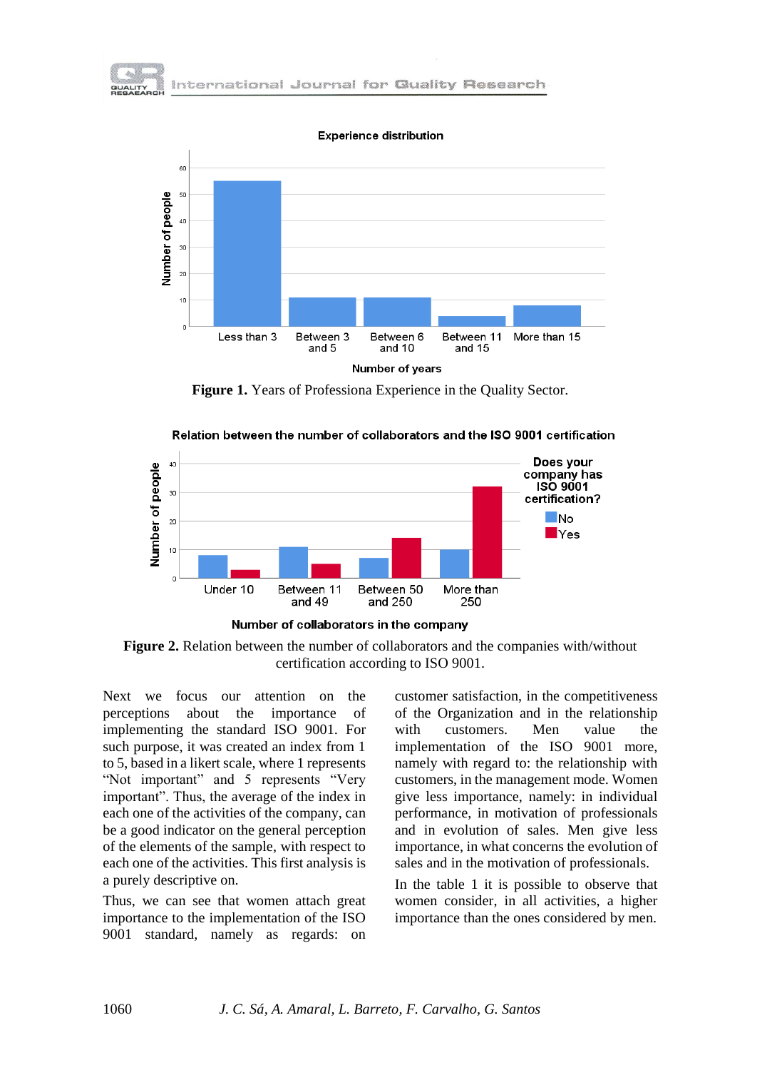Figure 1. Years of Professiona Experience in the Quality Sector.

Figure 2. Relation between the number of collaborators and the companies with/without certification according to ISO 9001.

Next we focus our attention on the perceptions about the importance of implementing the standard ISO 9001. For such purpose, it was created an index from 1 to 5, based in a likert scale, where 1 represents "Not important" and 5 represents "Very important". Thus, the average of the index in each one of the activities of the company, can be a good indicator on the general perception of the elements of the sample, with respect to each one of the activities. This first analysis is a purely descriptive on.

Thus, we can see that women attach great importance to the implementation of the ISO 9001 standard, namely as regards: on customer satisfaction, in the competitiveness of the Organization and in the relationship with customers. Men value the implementation of the ISO 9001 more, namely with regard to: the relationship with customers, in the management mode. Women give less importance, namely: in individual performance, in motivation of professionals and in evolution of sales. Men give less importance, in what concerns the evolution of sales and in the motivation of professionals.

In the table 1 it is possible to observe that women consider, in all activities, a higher importance than the ones considered by men.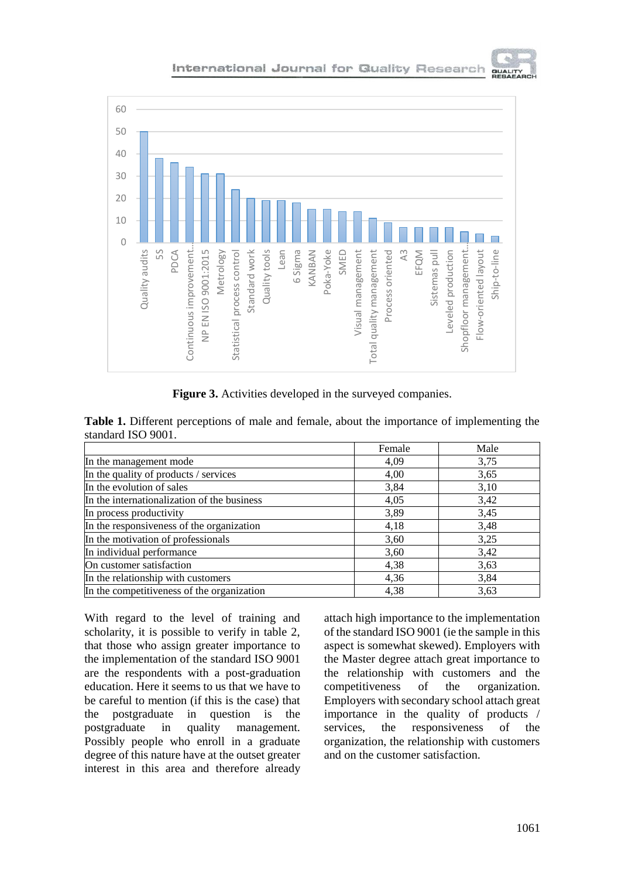**Figure 3.** Activities developed in the surveyed companies.

**Table 1.** Different perceptions of male and female, about the importance of implementing the standard ISO 9001.

| | Female | Male |
|---|---|---|
| In the management mode | 4,09 | 3,75 |
| In the quality of products / services | 4,00 | 3,65 |
| In the evolution of sales | 3,84 | 3,10 |
| In the internationalization of the business | 4,05 | 3,42 |
| In process productivity | 3,89 | 3,45 |
| In the responsiveness of the organization | 4,18 | 3,48 |
| In the motivation of professionals | 3,60 | 3,25 |
| In individual performance | 3,60 | 3,42 |
| On customer satisfaction | 4,38 | 3,63 |
| In the relationship with customers | 4,36 | 3,84 |
| In the competitiveness of the organization | 4,38 | 3,63 |

With regard to the level of training and scholarity, it is possible to verify in table 2, that those who assign greater importance to the implementation of the standard ISO 9001 are the respondents with a post-graduation education. Here it seems to us that we have to be careful to mention (if this is the case) that the postgraduate in question is the postgraduate in quality management. Possibly people who enroll in a graduate degree of this nature have at the outset greater interest in this area and therefore already attach high importance to the implementation of the standard ISO 9001 (ie the sample in this aspect is somewhat skewed). Employers with the Master degree attach great importance to the relationship with customers and the competitiveness of the organization. Employers with secondary school attach great importance in the quality of products / services, the responsiveness of the organization, the relationship with customers and on the customer satisfaction.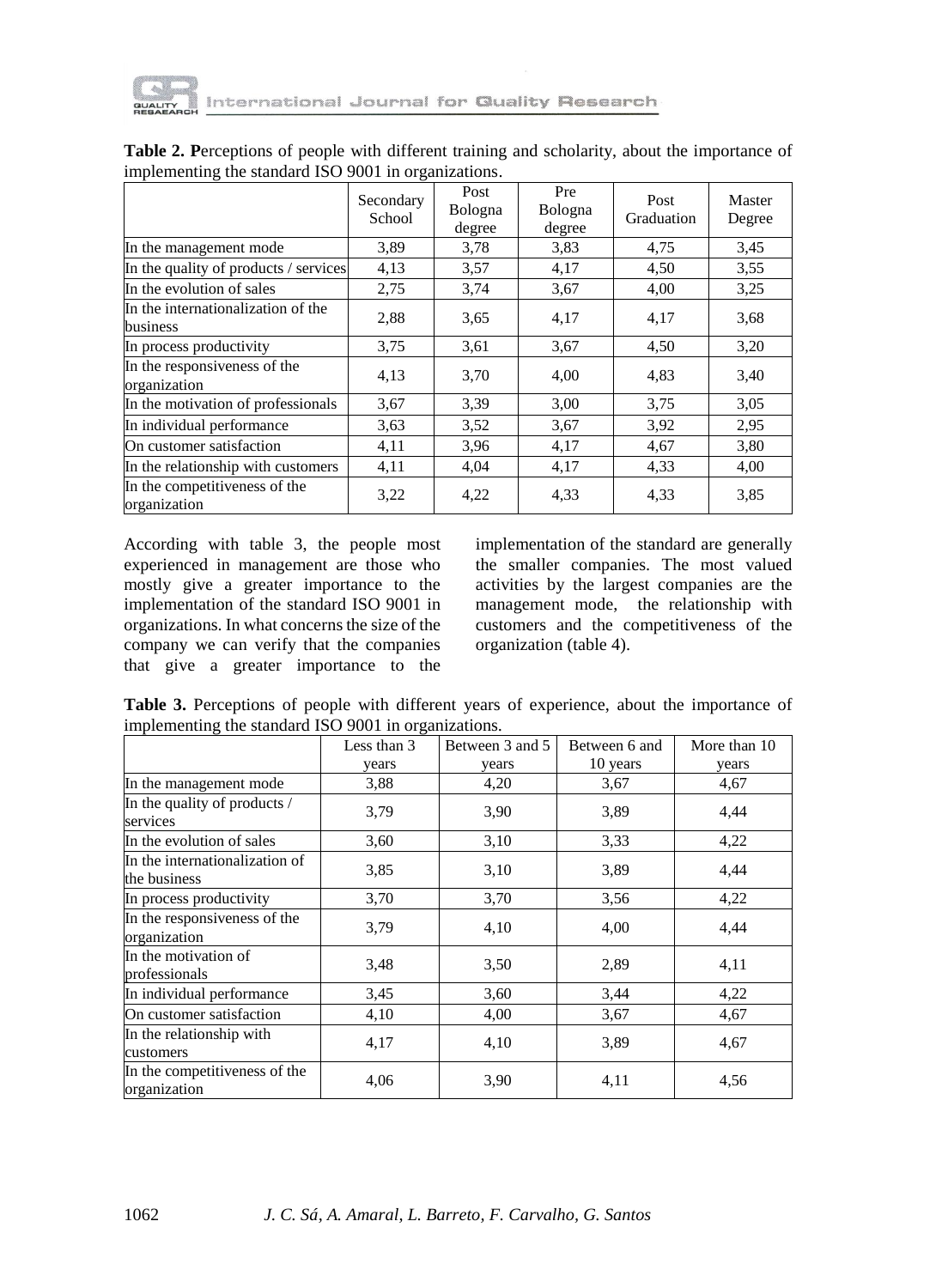**Table 2.** **P**erceptions of people with different training and scholarity, about the importance of implementing the standard ISO 9001 in organizations.

| | Secondary School | Post Bologna degree | Pre Bologna degree | Post Graduation | Master Degree |
|---|---|---|---|---|---|
| In the management mode | 3,89 | 3,78 | 3,83 | 4,75 | 3,45 |
| In the quality of products / services | 4,13 | 3,57 | 4,17 | 4,50 | 3,55 |
| In the evolution of sales | 2,75 | 3,74 | 3,67 | 4,00 | 3,25 |
| In the internationalization of the business | 2,88 | 3,65 | 4,17 | 4,17 | 3,68 |
| In process productivity | 3,75 | 3,61 | 3,67 | 4,50 | 3,20 |
| In the responsiveness of the organization | 4,13 | 3,70 | 4,00 | 4,83 | 3,40 |
| In the motivation of professionals | 3,67 | 3,39 | 3,00 | 3,75 | 3,05 |
| In individual performance | 3,63 | 3,52 | 3,67 | 3,92 | 2,95 |
| On customer satisfaction | 4,11 | 3,96 | 4,17 | 4,67 | 3,80 |
| In the relationship with customers | 4,11 | 4,04 | 4,17 | 4,33 | 4,00 |
| In the competitiveness of the organization | 3,22 | 4,22 | 4,33 | 4,33 | 3,85 |

According with table 3, the people most experienced in management are those who mostly give a greater importance to the implementation of the standard ISO 9001 in organizations. In what concerns the size of the company we can verify that the companies that give a greater importance to the implementation of the standard are generally the smaller companies. The most valued activities by the largest companies are the management mode, the relationship with customers and the competitiveness of the organization (table 4).

**Table 3.** Perceptions of people with different years of experience, about the importance of implementing the standard ISO 9001 in organizations.

| | Less than 3 years | Between 3 and 5 years | Between 6 and 10 years | More than 10 years |
|---|---|---|---|---|
| In the management mode | 3,88 | 4,20 | 3,67 | 4,67 |
| In the quality of products / services | 3,79 | 3,90 | 3,89 | 4,44 |
| In the evolution of sales | 3,60 | 3,10 | 3,33 | 4,22 |
| In the internationalization of the business | 3,85 | 3,10 | 3,89 | 4,44 |
| In process productivity | 3,70 | 3,70 | 3,56 | 4,22 |
| In the responsiveness of the organization | 3,79 | 4,10 | 4,00 | 4,44 |
| In the motivation of professionals | 3,48 | 3,50 | 2,89 | 4,11 |
| In individual performance | 3,45 | 3,60 | 3,44 | 4,22 |
| On customer satisfaction | 4,10 | 4,00 | 3,67 | 4,67 |
| In the relationship with customers | 4,17 | 4,10 | 3,89 | 4,67 |
| In the competitiveness of the organization | 4,06 | 3,90 | 4,11 | 4,56 |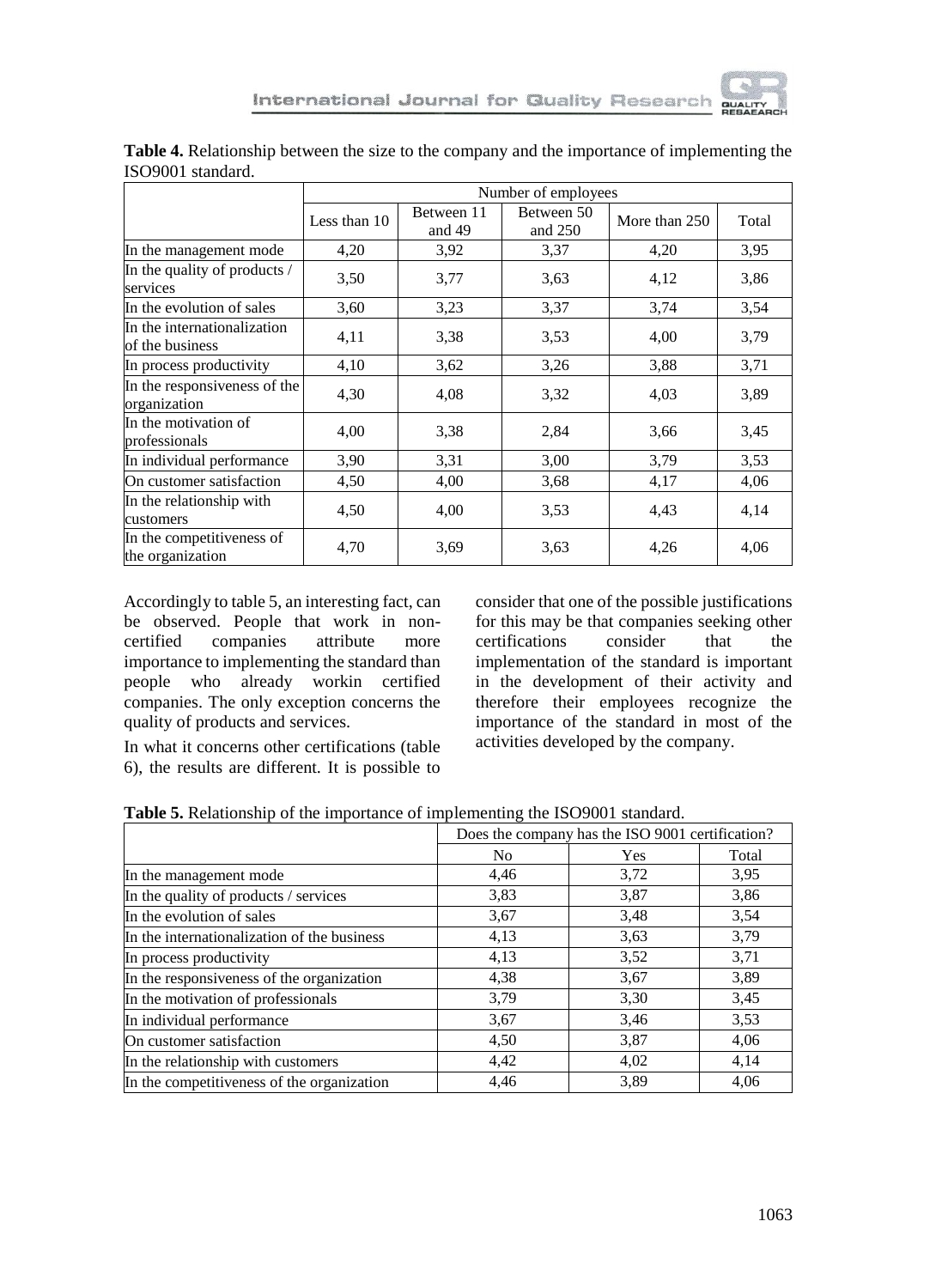**Table 4.** Relationship between the size to the company and the importance of implementing the ISO9001 standard.

| | Number of employees | | | | |
|---|---|---|---|---|---|
| | Less than 10 | Between 11 and 49 | Between 50 and 250 | More than 250 | Total |
| In the management mode | 4,20 | 3,92 | 3,37 | 4,20 | 3,95 |
| In the quality of products / services | 3,50 | 3,77 | 3,63 | 4,12 | 3,86 |
| In the evolution of sales | 3,60 | 3,23 | 3,37 | 3,74 | 3,54 |
| In the internationalization of the business | 4,11 | 3,38 | 3,53 | 4,00 | 3,79 |
| In process productivity | 4,10 | 3,62 | 3,26 | 3,88 | 3,71 |
| In the responsiveness of the organization | 4,30 | 4,08 | 3,32 | 4,03 | 3,89 |
| In the motivation of professionals | 4,00 | 3,38 | 2,84 | 3,66 | 3,45 |
| In individual performance | 3,90 | 3,31 | 3,00 | 3,79 | 3,53 |
| On customer satisfaction | 4,50 | 4,00 | 3,68 | 4,17 | 4,06 |
| In the relationship with customers | 4,50 | 4,00 | 3,53 | 4,43 | 4,14 |
| In the competitiveness of the organization | 4,70 | 3,69 | 3,63 | 4,26 | 4,06 |

Accordingly to table 5, an interesting fact, can be observed. People that work in non-certified companies attribute more importance to implementing the standard than people who already workin certified companies. The only exception concerns the quality of products and services.

In what it concerns other certifications (table 6), the results are different. It is possible to consider that one of the possible justifications for this may be that companies seeking other certifications consider that the implementation of the standard is important in the development of their activity and therefore their employees recognize the importance of the standard in most of the activities developed by the company.

**Table 5.** Relationship of the importance of implementing the ISO9001 standard.

| | Does the company has the ISO 9001 certification? | | |
|---|---|---|---|
| | No | Yes | Total |
| In the management mode | 4,46 | 3,72 | 3,95 |
| In the quality of products / services | 3,83 | 3,87 | 3,86 |
| In the evolution of sales | 3,67 | 3,48 | 3,54 |
| In the internationalization of the business | 4,13 | 3,63 | 3,79 |
| In process productivity | 4,13 | 3,52 | 3,71 |
| In the responsiveness of the organization | 4,38 | 3,67 | 3,89 |
| In the motivation of professionals | 3,79 | 3,30 | 3,45 |
| In individual performance | 3,67 | 3,46 | 3,53 |
| On customer satisfaction | 4,50 | 3,87 | 4,06 |
| In the relationship with customers | 4,42 | 4,02 | 4,14 |
| In the competitiveness of the organization | 4,46 | 3,89 | 4,06 |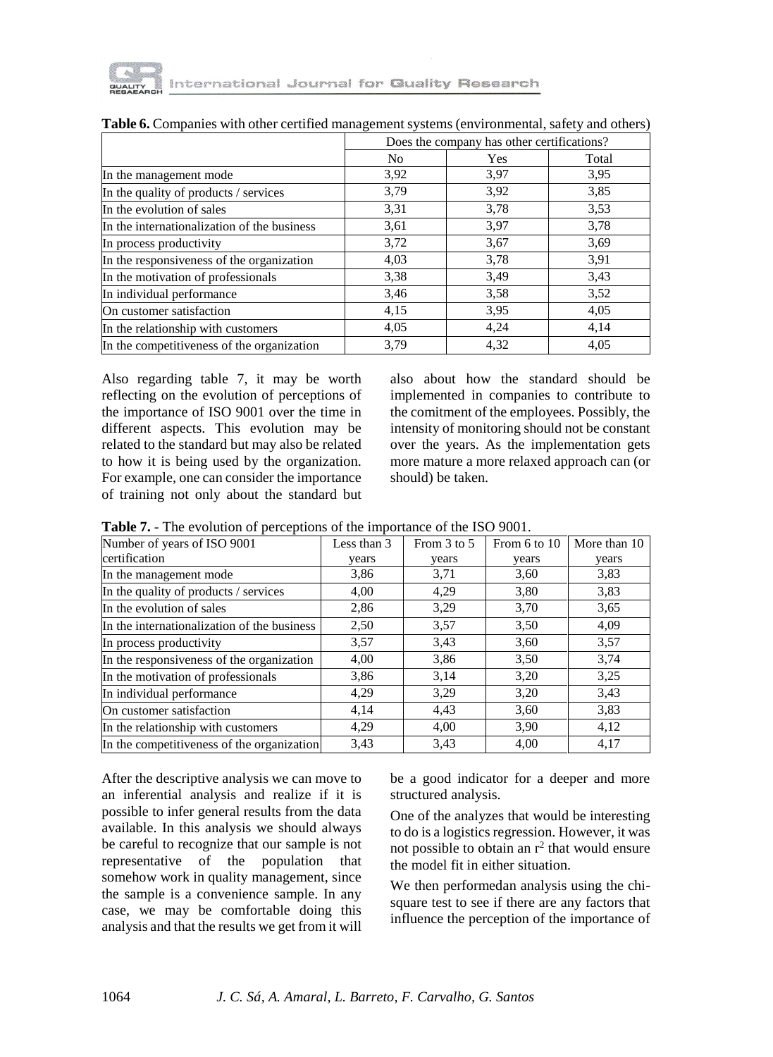**Table 6.** Companies with other certified management systems (environmental, safety and others)

| | Does the company has other certifications? | | |
|---|---|---|---|
| | No | Yes | Total |
| In the management mode | 3,92 | 3,97 | 3,95 |
| In the quality of products / services | 3,79 | 3,92 | 3,85 |
| In the evolution of sales | 3,31 | 3,78 | 3,53 |
| In the internationalization of the business | 3,61 | 3,97 | 3,78 |
| In process productivity | 3,72 | 3,67 | 3,69 |
| In the responsiveness of the organization | 4,03 | 3,78 | 3,91 |
| In the motivation of professionals | 3,38 | 3,49 | 3,43 |
| In individual performance | 3,46 | 3,58 | 3,52 |
| On customer satisfaction | 4,15 | 3,95 | 4,05 |
| In the relationship with customers | 4,05 | 4,24 | 4,14 |
| In the competitiveness of the organization | 3,79 | 4,32 | 4,05 |

Also regarding table 7, it may be worth reflecting on the evolution of perceptions of the importance of ISO 9001 over the time in different aspects. This evolution may be related to the standard but may also be related to how it is being used by the organization. For example, one can consider the importance of training not only about the standard but also about how the standard should be implemented in companies to contribute to the comitment of the employees. Possibly, the intensity of monitoring should not be constant over the years. As the implementation gets more mature a more relaxed approach can (or should) be taken.

**Table 7.** - The evolution of perceptions of the importance of the ISO 9001.

| Number of years of ISO 9001 certification | Less than 3 years | From 3 to 5 years | From 6 to 10 years | More than 10 years |
|---|---|---|---|---|
| In the management mode | 3,86 | 3,71 | 3,60 | 3,83 |
| In the quality of products / services | 4,00 | 4,29 | 3,80 | 3,83 |
| In the evolution of sales | 2,86 | 3,29 | 3,70 | 3,65 |
| In the internationalization of the business | 2,50 | 3,57 | 3,50 | 4,09 |
| In process productivity | 3,57 | 3,43 | 3,60 | 3,57 |
| In the responsiveness of the organization | 4,00 | 3,86 | 3,50 | 3,74 |
| In the motivation of professionals | 3,86 | 3,14 | 3,20 | 3,25 |
| In individual performance | 4,29 | 3,29 | 3,20 | 3,43 |
| On customer satisfaction | 4,14 | 4,43 | 3,60 | 3,83 |
| In the relationship with customers | 4,29 | 4,00 | 3,90 | 4,12 |
| In the competitiveness of the organization | 3,43 | 3,43 | 4,00 | 4,17 |

After the descriptive analysis we can move to an inferential analysis and realize if it is possible to infer general results from the data available. In this analysis we should always be careful to recognize that our sample is not representative of the population that somehow work in quality management, since the sample is a convenience sample. In any case, we may be comfortable doing this analysis and that the results we get from it will be a good indicator for a deeper and more structured analysis.

One of the analyzes that would be interesting to do is a logistics regression. However, it was not possible to obtain an $r^2$ that would ensure the model fit in either situation.

We then performedan analysis using the chi-square test to see if there are any factors that influence the perception of the importance of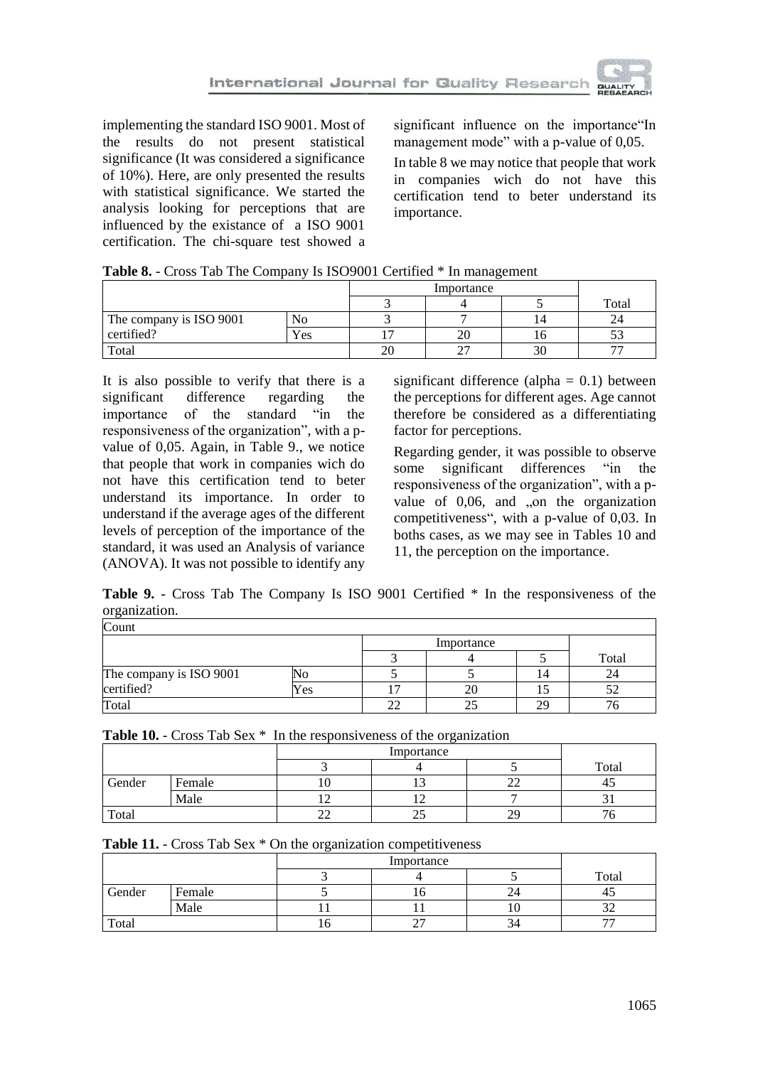implementing the standard ISO 9001. Most of the results do not present statistical significance (It was considered a significance of 10%). Here, are only presented the results with statistical significance. We started the analysis looking for perceptions that are influenced by the existance of a ISO 9001 certification. The chi-square test showed a significant influence on the importance"In management mode" with a p-value of 0,05.

In table 8 we may notice that people that work in companies wich do not have this certification tend to beter understand its importance.

**Table 8.** - Cross Tab The Company Is ISO9001 Certified * In management

| | | Importance | | | |
|---|---|---|---|---|---|
| | | 3 | 4 | 5 | Total |
| The company is ISO 9001 certified? | No | 3 | 7 | 14 | 24 |
| | Yes | 17 | 20 | 16 | 53 |
| Total | | 20 | 27 | 30 | 77 |

It is also possible to verify that there is a significant difference regarding the importance of the standard "in the responsiveness of the organization", with a p-value of 0,05. Again, in Table 9., we notice that people that work in companies wich do not have this certification tend to beter understand its importance. In order to understand if the average ages of the different levels of perception of the importance of the standard, it was used an Analysis of variance (ANOVA). It was not possible to identify any significant difference (alpha = 0.1) between the perceptions for different ages. Age cannot therefore be considered as a differentiating factor for perceptions.

Regarding gender, it was possible to observe some significant differences "in the responsiveness of the organization", with a p-value of 0,06, and „on the organization competitiveness", with a p-value of 0,03. In boths cases, as we may see in Tables 10 and 11, the perception on the importance.

**Table 9.** - Cross Tab The Company Is ISO 9001 Certified * In the responsiveness of the organization.

| Count | | | | | |
|---|---|---|---|---|---|
| | | Importance | | | |
| | | 3 | 4 | 5 | Total |
| The company is ISO 9001 certified? | No | 5 | 5 | 14 | 24 |
| | Yes | 17 | 20 | 15 | 52 |
| Total | | 22 | 25 | 29 | 76 |

**Table 10.** - Cross Tab Sex * In the responsiveness of the organization

| | | Importance | | | |
|---|---|---|---|---|---|
| | | 3 | 4 | 5 | Total |
| Gender | Female | 10 | 13 | 22 | 45 |
| | Male | 12 | 12 | 7 | 31 |
| Total | | 22 | 25 | 29 | 76 |

**Table 11.** - Cross Tab Sex * On the organization competitiveness

| | | Importance | | | |
|---|---|---|---|---|---|
| | | 3 | 4 | 5 | Total |
| Gender | Female | 5 | 16 | 24 | 45 |
| | Male | 11 | 11 | 10 | 32 |
| Total | | 16 | 27 | 34 | 77 |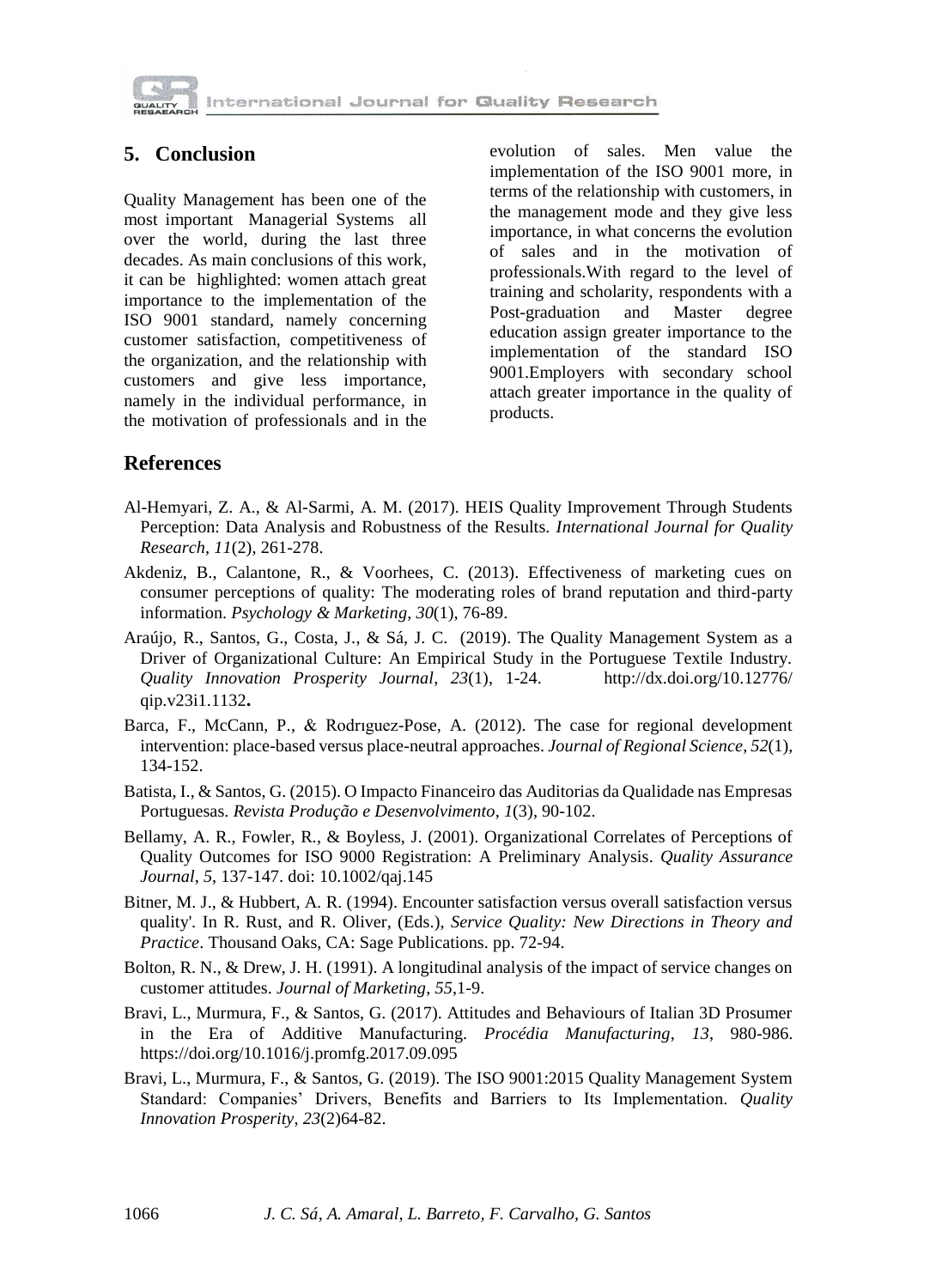## 5. Conclusion

Quality Management has been one of the most important Managerial Systems all over the world, during the last three decades. As main conclusions of this work, it can be highlighted: women attach great importance to the implementation of the ISO 9001 standard, namely concerning customer satisfaction, competitiveness of the organization, and the relationship with customers and give less importance, namely in the individual performance, in the motivation of professionals and in the evolution of sales. Men value the implementation of the ISO 9001 more, in terms of the relationship with customers, in the management mode and they give less importance, in what concerns the evolution of sales and in the motivation of professionals.With regard to the level of training and scholarity, respondents with a Post-graduation and Master degree education assign greater importance to the implementation of the standard ISO 9001.Employers with secondary school attach greater importance in the quality of products.

## References

Al-Hemyari, Z. A., & Al-Sarmi, A. M. (2017). HEIS Quality Improvement Through Students Perception: Data Analysis and Robustness of the Results. *International Journal for Quality Research*, *11*(2), 261-278.

Akdeniz, B., Calantone, R., & Voorhees, C. (2013). Effectiveness of marketing cues on consumer perceptions of quality: The moderating roles of brand reputation and third-party information. *Psychology & Marketing*, *30*(1), 76-89.

Araújo, R., Santos, G., Costa, J., & Sá, J. C. (2019). The Quality Management System as a Driver of Organizational Culture: An Empirical Study in the Portuguese Textile Industry. *Quality Innovation Prosperity Journal*, *23*(1), 1-24. http://dx.doi.org/10.12776/qip.v23i1.1132**.**

Barca, F., McCann, P., & Rodrıguez-Pose, A. (2012). The case for regional development intervention: place-based versus place-neutral approaches. *Journal of Regional Science*, *52*(1), 134-152.

Batista, I., & Santos, G. (2015). O Impacto Financeiro das Auditorias da Qualidade nas Empresas Portuguesas. *Revista Produção e Desenvolvimento*, *1*(3), 90-102.

Bellamy, A. R., Fowler, R., & Boyless, J. (2001). Organizational Correlates of Perceptions of Quality Outcomes for ISO 9000 Registration: A Preliminary Analysis. *Quality Assurance Journal*, *5*, 137-147. doi: 10.1002/qaj.145

Bitner, M. J., & Hubbert, A. R. (1994). Encounter satisfaction versus overall satisfaction versus quality'. In R. Rust, and R. Oliver, (Eds.), *Service Quality: New Directions in Theory and Practice*. Thousand Oaks, CA: Sage Publications. pp. 72-94.

Bolton, R. N., & Drew, J. H. (1991). A longitudinal analysis of the impact of service changes on customer attitudes. *Journal of Marketing*, *55*,1-9.

Bravi, L., Murmura, F., & Santos, G. (2017). Attitudes and Behaviours of Italian 3D Prosumer in the Era of Additive Manufacturing. *Procédia Manufacturing*, *13*, 980-986. https://doi.org/10.1016/j.promfg.2017.09.095

Bravi, L., Murmura, F., & Santos, G. (2019). The ISO 9001:2015 Quality Management System Standard: Companies' Drivers, Benefits and Barriers to Its Implementation. *Quality Innovation Prosperity*, *23*(2)64-82.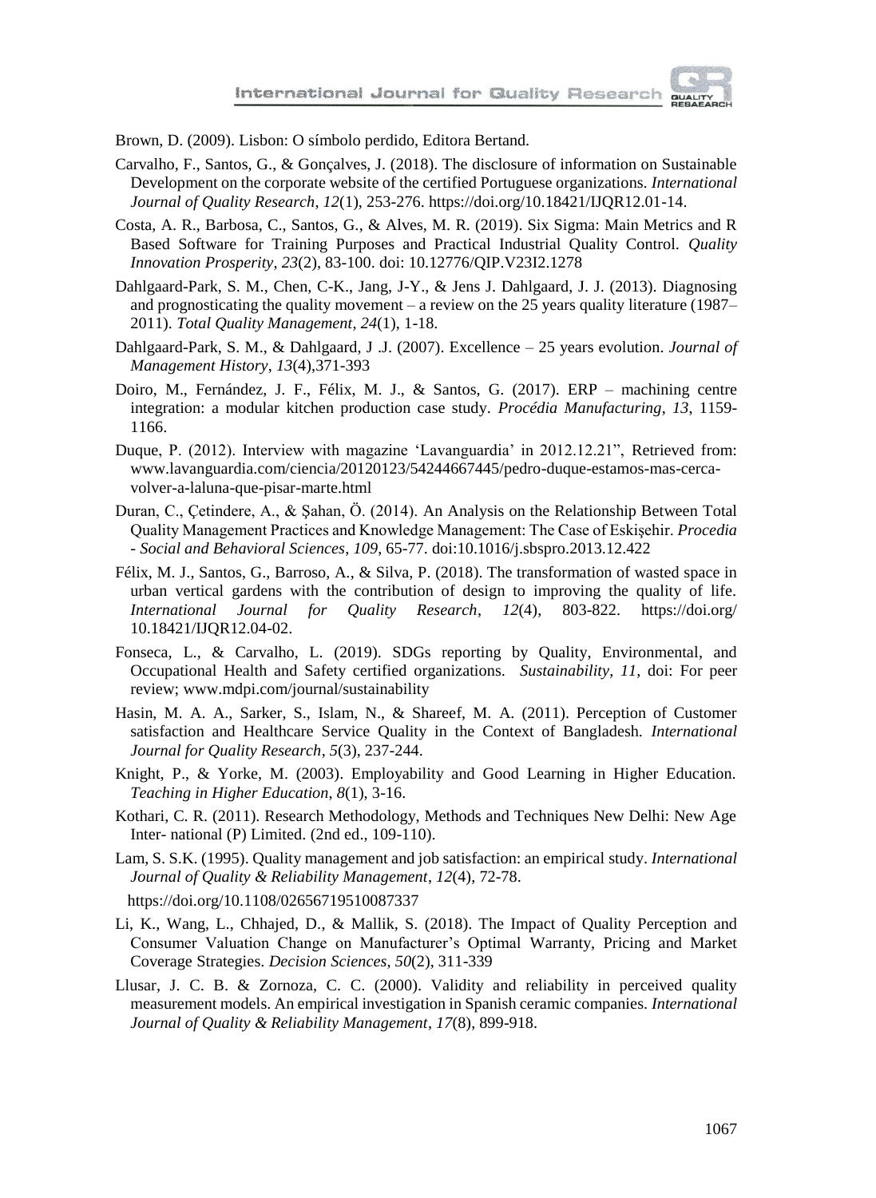Brown, D. (2009). Lisbon: O símbolo perdido, Editora Bertand.

Carvalho, F., Santos, G., & Gonçalves, J. (2018). The disclosure of information on Sustainable Development on the corporate website of the certified Portuguese organizations. *International Journal of Quality Research*, *12*(1), 253-276. https://doi.org/10.18421/IJQR12.01-14.

Costa, A. R., Barbosa, C., Santos, G., & Alves, M. R. (2019). Six Sigma: Main Metrics and R Based Software for Training Purposes and Practical Industrial Quality Control. *Quality Innovation Prosperity*, *23*(2), 83-100. doi: 10.12776/QIP.V23I2.1278

Dahlgaard-Park, S. M., Chen, C-K., Jang, J-Y., & Jens J. Dahlgaard, J. J. (2013). Diagnosing and prognosticating the quality movement – a review on the 25 years quality literature (1987–2011). *Total Quality Management*, *24*(1), 1-18.

Dahlgaard-Park, S. M., & Dahlgaard, J .J. (2007). Excellence – 25 years evolution. *Journal of Management History*, *13*(4),371-393

Doiro, M., Fernández, J. F., Félix, M. J., & Santos, G. (2017). ERP – machining centre integration: a modular kitchen production case study. *Procédia Manufacturing*, *13*, 1159-1166.

Duque, P. (2012). Interview with magazine 'Lavanguardia' in 2012.12.21", Retrieved from: www.lavanguardia.com/ciencia/20120123/54244667445/pedro-duque-estamos-mas-cerca-volver-a-laluna-que-pisar-marte.html

Duran, C., Çetindere, A., & Şahan, Ö. (2014). An Analysis on the Relationship Between Total Quality Management Practices and Knowledge Management: The Case of Eskişehir. *Procedia - Social and Behavioral Sciences*, *109*, 65-77. doi:10.1016/j.sbspro.2013.12.422

Félix, M. J., Santos, G., Barroso, A., & Silva, P. (2018). The transformation of wasted space in urban vertical gardens with the contribution of design to improving the quality of life. *International Journal for Quality Research*, *12*(4), 803-822. https://doi.org/ 10.18421/IJQR12.04-02.

Fonseca, L., & Carvalho, L. (2019). SDGs reporting by Quality, Environmental, and Occupational Health and Safety certified organizations. *Sustainability*, *11*, doi: For peer review; www.mdpi.com/journal/sustainability

Hasin, M. A. A., Sarker, S., Islam, N., & Shareef, M. A. (2011). Perception of Customer satisfaction and Healthcare Service Quality in the Context of Bangladesh. *International Journal for Quality Research*, *5*(3), 237-244.

Knight, P., & Yorke, M. (2003). Employability and Good Learning in Higher Education. *Teaching in Higher Education*, *8*(1), 3-16.

Kothari, C. R. (2011). Research Methodology, Methods and Techniques New Delhi: New Age Inter- national (P) Limited. (2nd ed., 109-110).

Lam, S. S.K. (1995). Quality management and job satisfaction: an empirical study. *International Journal of Quality & Reliability Management*, *12*(4), 72-78. https://doi.org/10.1108/02656719510087337

Li, K., Wang, L., Chhajed, D., & Mallik, S. (2018). The Impact of Quality Perception and Consumer Valuation Change on Manufacturer's Optimal Warranty, Pricing and Market Coverage Strategies. *Decision Sciences*, *50*(2), 311-339

Llusar, J. C. B. & Zornoza, C. C. (2000). Validity and reliability in perceived quality measurement models. An empirical investigation in Spanish ceramic companies. *International Journal of Quality & Reliability Management*, *17*(8), 899-918.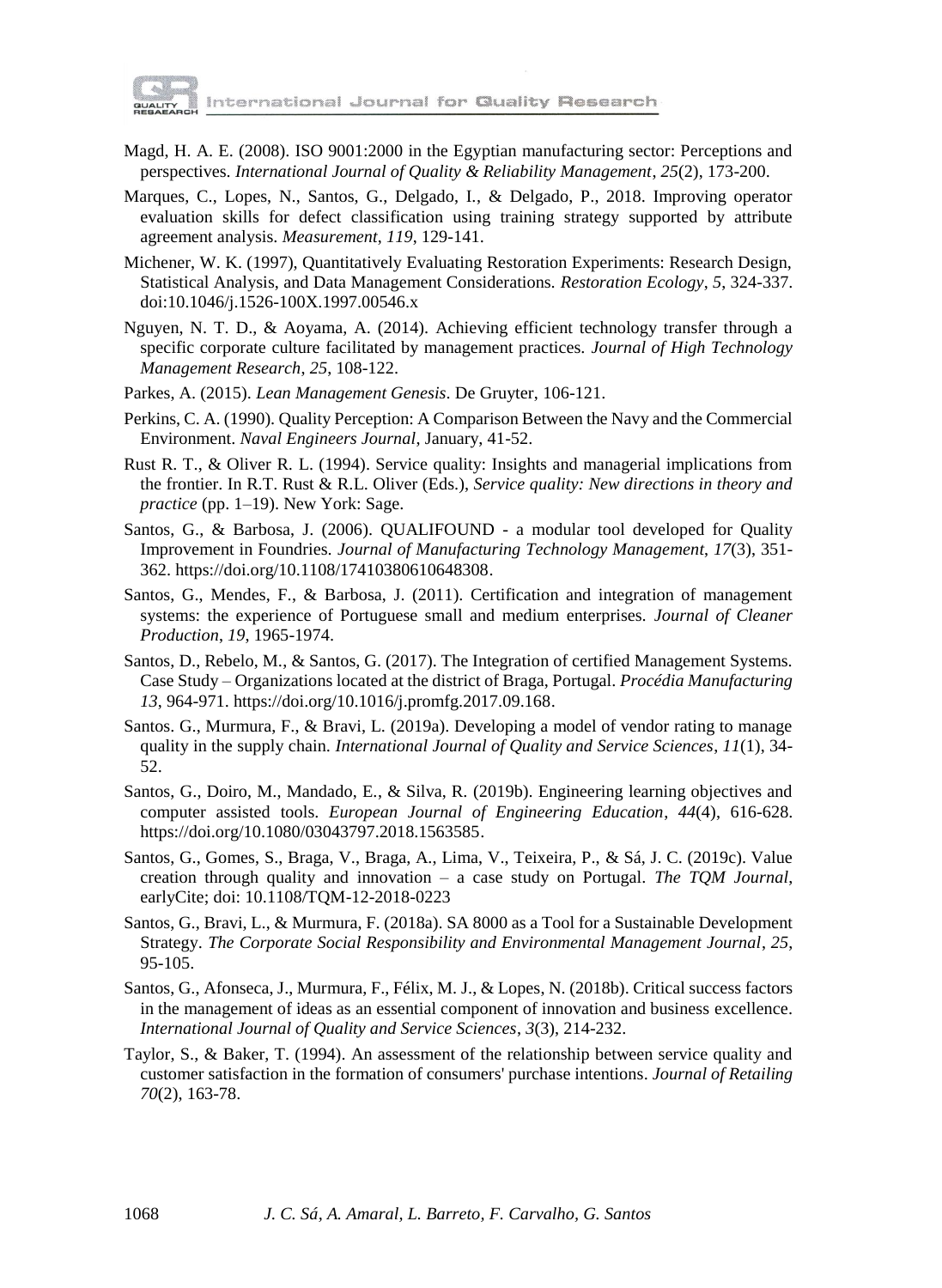Magd, H. A. E. (2008). ISO 9001:2000 in the Egyptian manufacturing sector: Perceptions and perspectives. *International Journal of Quality & Reliability Management*, *25*(2), 173-200.

Marques, C., Lopes, N., Santos, G., Delgado, I., & Delgado, P., 2018. Improving operator evaluation skills for defect classification using training strategy supported by attribute agreement analysis. *Measurement*, *119*, 129-141.

Michener, W. K. (1997), Quantitatively Evaluating Restoration Experiments: Research Design, Statistical Analysis, and Data Management Considerations. *Restoration Ecology*, *5*, 324-337. doi:10.1046/j.1526-100X.1997.00546.x

Nguyen, N. T. D., & Aoyama, A. (2014). Achieving efficient technology transfer through a specific corporate culture facilitated by management practices. *Journal of High Technology Management Research*, *25*, 108-122.

Parkes, A. (2015). *Lean Management Genesis*. De Gruyter, 106-121.

Perkins, C. A. (1990). Quality Perception: A Comparison Between the Navy and the Commercial Environment. *Naval Engineers Journal*, January, 41-52.

Rust R. T., & Oliver R. L. (1994). Service quality: Insights and managerial implications from the frontier. In R.T. Rust & R.L. Oliver (Eds.), *Service quality: New directions in theory and practice* (pp. 1–19). New York: Sage.

Santos, G., & Barbosa, J. (2006). QUALIFOUND - a modular tool developed for Quality Improvement in Foundries. *Journal of Manufacturing Technology Management*, *17*(3), 351-362. https://doi.org/10.1108/17410380610648308.

Santos, G., Mendes, F., & Barbosa, J. (2011). Certification and integration of management systems: the experience of Portuguese small and medium enterprises. *Journal of Cleaner Production*, *19*, 1965-1974.

Santos, D., Rebelo, M., & Santos, G. (2017). The Integration of certified Management Systems. Case Study – Organizations located at the district of Braga, Portugal. *Procédia Manufacturing 13*, 964-971. https://doi.org/10.1016/j.promfg.2017.09.168.

Santos. G., Murmura, F., & Bravi, L. (2019a). Developing a model of vendor rating to manage quality in the supply chain. *International Journal of Quality and Service Sciences*, *11*(1), 34-52.

Santos, G., Doiro, M., Mandado, E., & Silva, R. (2019b). Engineering learning objectives and computer assisted tools. *European Journal of Engineering Education*, *44*(4), 616-628. https://doi.org/10.1080/03043797.2018.1563585.

Santos, G., Gomes, S., Braga, V., Braga, A., Lima, V., Teixeira, P., & Sá, J. C. (2019c). Value creation through quality and innovation – a case study on Portugal. *The TQM Journal*, earlyCite; doi: 10.1108/TQM-12-2018-0223

Santos, G., Bravi, L., & Murmura, F. (2018a). SA 8000 as a Tool for a Sustainable Development Strategy. *The Corporate Social Responsibility and Environmental Management Journal*, *25*, 95-105.

Santos, G., Afonseca, J., Murmura, F., Félix, M. J., & Lopes, N. (2018b). Critical success factors in the management of ideas as an essential component of innovation and business excellence. *International Journal of Quality and Service Sciences*, *3*(3), 214-232.

Taylor, S., & Baker, T. (1994). An assessment of the relationship between service quality and customer satisfaction in the formation of consumers' purchase intentions. *Journal of Retailing 70*(2), 163-78.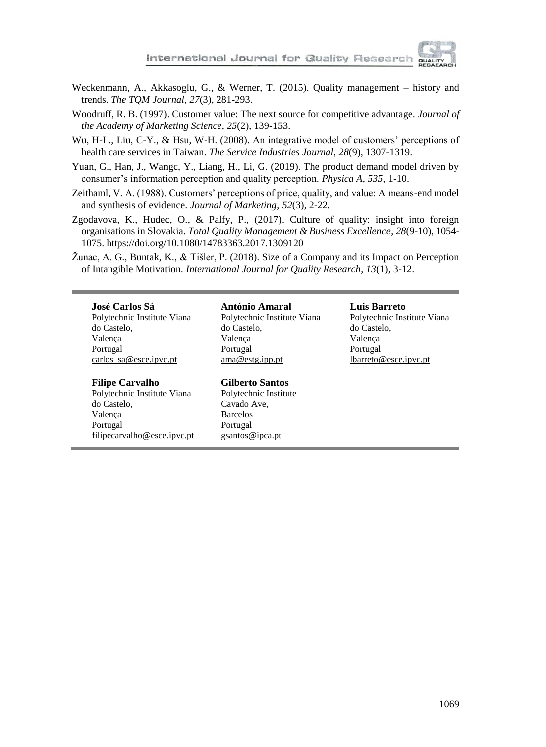Weckenmann, A., Akkasoglu, G., & Werner, T. (2015). Quality management – history and trends. *The TQM Journal*, *27*(3), 281-293.

Woodruff, R. B. (1997). Customer value: The next source for competitive advantage. *Journal of the Academy of Marketing Science*, *25*(2), 139-153.

Wu, H-L., Liu, C-Y., & Hsu, W-H. (2008). An integrative model of customers' perceptions of health care services in Taiwan. *The Service Industries Journal*, *28*(9), 1307-1319.

Yuan, G., Han, J., Wangc, Y., Liang, H., Li, G. (2019). The product demand model driven by consumer's information perception and quality perception. *Physica A*, *535*, 1-10.

Zeithaml, V. A. (1988). Customers' perceptions of price, quality, and value: A means-end model and synthesis of evidence. *Journal of Marketing*, *52*(3), 2-22.

Zgodavova, K., Hudec, O., & Palfy, P., (2017). Culture of quality: insight into foreign organisations in Slovakia. *Total Quality Management & Business Excellence*, *28*(9-10), 1054-1075. https://doi.org/10.1080/14783363.2017.1309120

Žunac, A. G., Buntak, K., & Tišler, P. (2018). Size of a Company and its Impact on Perception of Intangible Motivation. *International Journal for Quality Research*, *13*(1), 3-12.

---

**José Carlos Sá**
Polytechnic Institute Viana do Castelo,
Valença
Portugal
carlos_sa@esce.ipvc.pt

**António Amaral**
Polytechnic Institute Viana do Castelo,
Valença
Portugal
ama@estg.ipp.pt

**Luis Barreto**
Polytechnic Institute Viana do Castelo,
Valença
Portugal
lbarreto@esce.ipvc.pt

**Filipe Carvalho**
Polytechnic Institute Viana do Castelo,
Valença
Portugal
filipecarvalho@esce.ipvc.pt

**Gilberto Santos**
Polytechnic Institute Cavado Ave,
Barcelos
Portugal
gsantos@ipca.pt